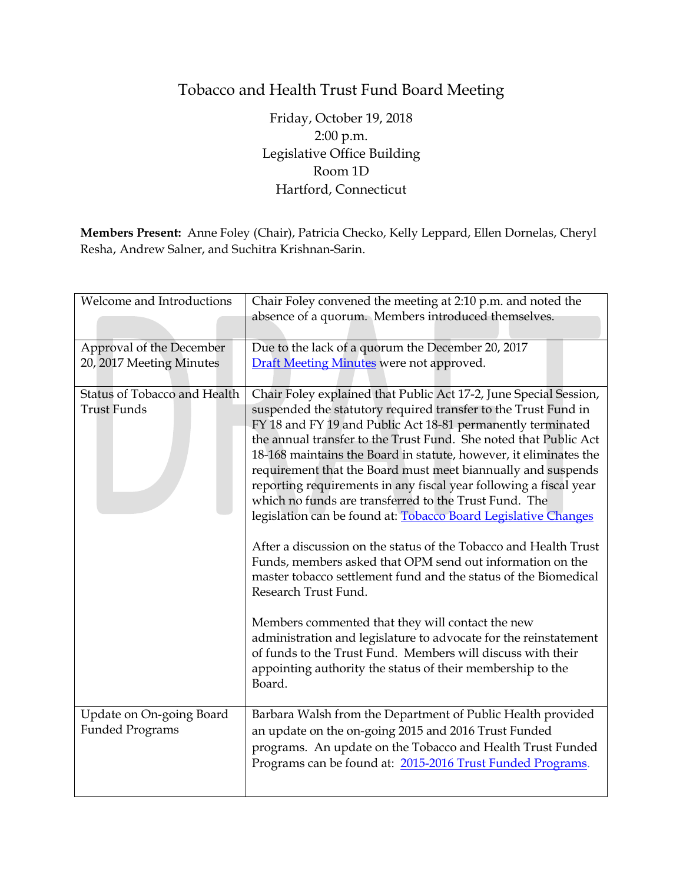# Tobacco and Health Trust Fund Board Meeting

Friday, October 19, 2018
2:00 p.m.
Legislative Office Building
Room 1D
Hartford, Connecticut

**Members Present:** Anne Foley (Chair), Patricia Checko, Kelly Leppard, Ellen Dornelas, Cheryl Resha, Andrew Salner, and Suchitra Krishnan-Sarin.

| | |
|---|---|
| Welcome and Introductions | Chair Foley convened the meeting at 2:10 p.m. and noted the absence of a quorum. Members introduced themselves. |
| Approval of the December 20, 2017 Meeting Minutes | Due to the lack of a quorum the December 20, 2017 Draft Meeting Minutes were not approved. |
| Status of Tobacco and Health Trust Funds | Chair Foley explained that Public Act 17-2, June Special Session, suspended the statutory required transfer to the Trust Fund in FY 18 and FY 19 and Public Act 18-81 permanently terminated the annual transfer to the Trust Fund. She noted that Public Act 18-168 maintains the Board in statute, however, it eliminates the requirement that the Board must meet biannually and suspends reporting requirements in any fiscal year following a fiscal year which no funds are transferred to the Trust Fund. The legislation can be found at: Tobacco Board Legislative Changes<br><br>After a discussion on the status of the Tobacco and Health Trust Funds, members asked that OPM send out information on the master tobacco settlement fund and the status of the Biomedical Research Trust Fund.<br><br>Members commented that they will contact the new administration and legislature to advocate for the reinstatement of funds to the Trust Fund. Members will discuss with their appointing authority the status of their membership to the Board. |
| Update on On-going Board Funded Programs | Barbara Walsh from the Department of Public Health provided an update on the on-going 2015 and 2016 Trust Funded programs. An update on the Tobacco and Health Trust Funded Programs can be found at: 2015-2016 Trust Funded Programs. |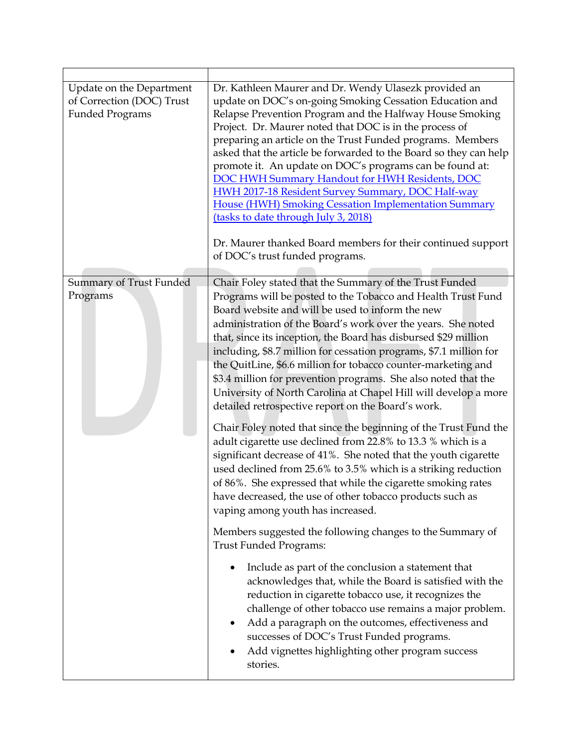| | |
|---|---|
| Update on the Department of Correction (DOC) Trust Funded Programs | Dr. Kathleen Maurer and Dr. Wendy Ulasezk provided an update on DOC's on-going Smoking Cessation Education and Relapse Prevention Program and the Halfway House Smoking Project. Dr. Maurer noted that DOC is in the process of preparing an article on the Trust Funded programs. Members asked that the article be forwarded to the Board so they can help promote it. An update on DOC's programs can be found at: DOC HWH Summary Handout for HWH Residents, DOC HWH 2017-18 Resident Survey Summary, DOC Half-way House (HWH) Smoking Cessation Implementation Summary (tasks to date through July 3, 2018)<br><br>Dr. Maurer thanked Board members for their continued support of DOC's trust funded programs. |
| Summary of Trust Funded Programs | Chair Foley stated that the Summary of the Trust Funded Programs will be posted to the Tobacco and Health Trust Fund Board website and will be used to inform the new administration of the Board's work over the years. She noted that, since its inception, the Board has disbursed $29 million including, $8.7 million for cessation programs, $7.1 million for the QuitLine, $6.6 million for tobacco counter-marketing and $3.4 million for prevention programs. She also noted that the University of North Carolina at Chapel Hill will develop a more detailed retrospective report on the Board's work.<br><br>Chair Foley noted that since the beginning of the Trust Fund the adult cigarette use declined from 22.8% to 13.3 % which is a significant decrease of 41%. She noted that the youth cigarette used declined from 25.6% to 3.5% which is a striking reduction of 86%. She expressed that while the cigarette smoking rates have decreased, the use of other tobacco products such as vaping among youth has increased.<br><br>Members suggested the following changes to the Summary of Trust Funded Programs:<br><br>• Include as part of the conclusion a statement that acknowledges that, while the Board is satisfied with the reduction in cigarette tobacco use, it recognizes the challenge of other tobacco use remains a major problem.<br>• Add a paragraph on the outcomes, effectiveness and successes of DOC's Trust Funded programs.<br>• Add vignettes highlighting other program success stories. |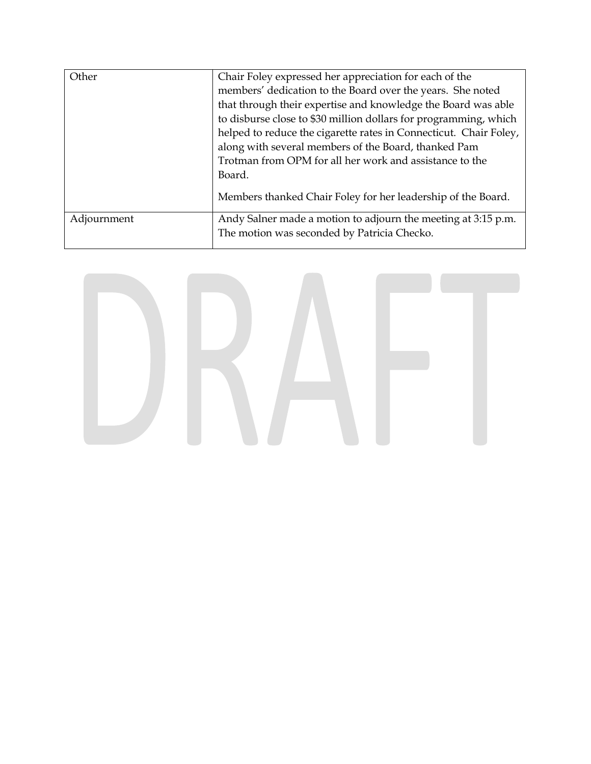| | |
|---|---|
| Other | Chair Foley expressed her appreciation for each of the members' dedication to the Board over the years. She noted that through their expertise and knowledge the Board was able to disburse close to $30 million dollars for programming, which helped to reduce the cigarette rates in Connecticut. Chair Foley, along with several members of the Board, thanked Pam Trotman from OPM for all her work and assistance to the Board.<br><br>Members thanked Chair Foley for her leadership of the Board. |
| Adjournment | Andy Salner made a motion to adjourn the meeting at 3:15 p.m. The motion was seconded by Patricia Checko. |

DRAFT